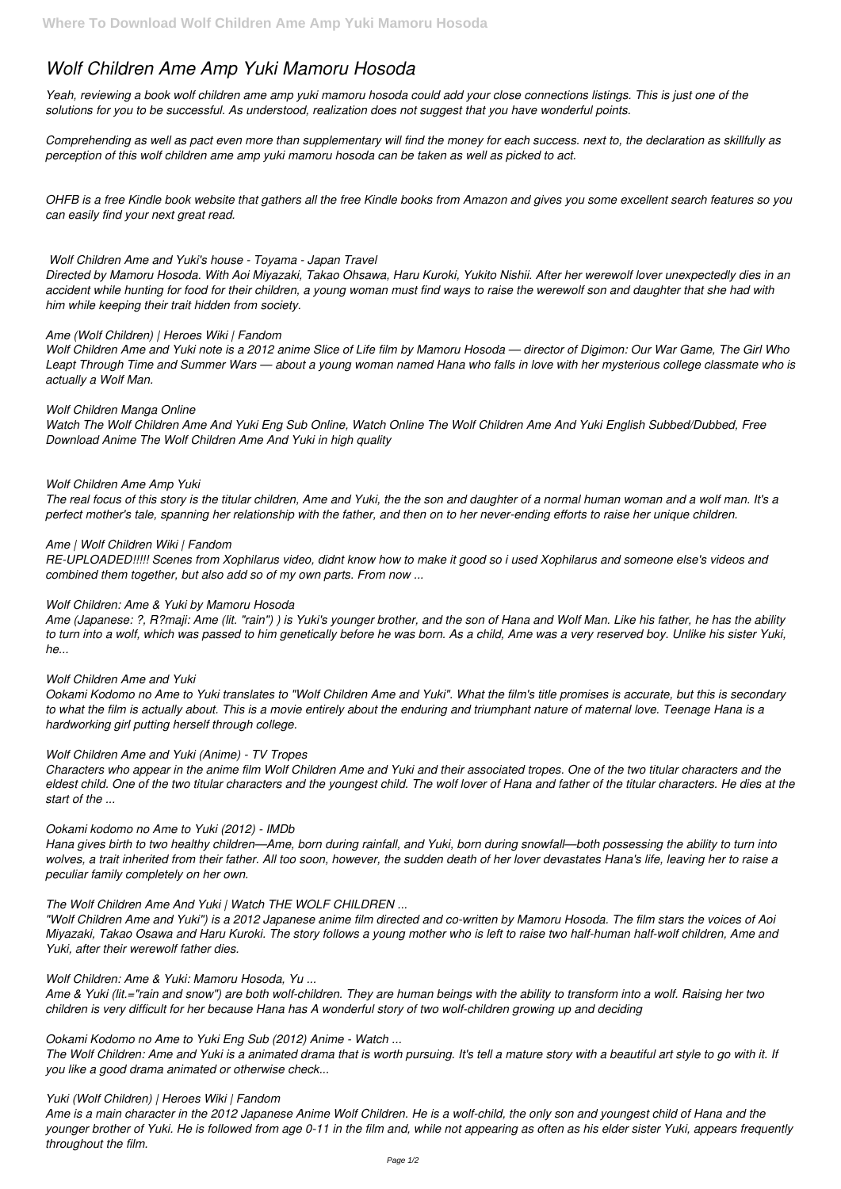# Wolf Children Ame Amp Yuki Mamoru Hosoda

*Yeah, reviewing a book wolf children ame amp yuki mamoru hosoda could add your close connections listings. This is just one of the solutions for you to be successful. As understood, realization does not suggest that you have wonderful points.*

*Comprehending as well as pact even more than supplementary will find the money for each success. next to, the declaration as skillfully as perception of this wolf children ame amp yuki mamoru hosoda can be taken as well as picked to act.*

*OHFB is a free Kindle book website that gathers all the free Kindle books from Amazon and gives you some excellent search features so you can easily find your next great read.*

***Wolf Children Ame and Yuki's house - Toyama - Japan Travel***

*Directed by Mamoru Hosoda. With Aoi Miyazaki, Takao Ohsawa, Haru Kuroki, Yukito Nishii. After her werewolf lover unexpectedly dies in an accident while hunting for food for their children, a young woman must find ways to raise the werewolf son and daughter that she had with him while keeping their trait hidden from society.*

***Ame (Wolf Children) | Heroes Wiki | Fandom***

*Wolf Children Ame and Yuki note is a 2012 anime Slice of Life film by Mamoru Hosoda — director of Digimon: Our War Game, The Girl Who Leapt Through Time and Summer Wars — about a young woman named Hana who falls in love with her mysterious college classmate who is actually a Wolf Man.*

***Wolf Children Manga Online***

*Watch The Wolf Children Ame And Yuki Eng Sub Online, Watch Online The Wolf Children Ame And Yuki English Subbed/Dubbed, Free Download Anime The Wolf Children Ame And Yuki in high quality*

***Wolf Children Ame Amp Yuki***

*The real focus of this story is the titular children, Ame and Yuki, the the son and daughter of a normal human woman and a wolf man. It's a perfect mother's tale, spanning her relationship with the father, and then on to her never-ending efforts to raise her unique children.*

***Ame | Wolf Children Wiki | Fandom***

*RE-UPLOADED!!!!! Scenes from Xophilarus video, didnt know how to make it good so i used Xophilarus and someone else's videos and combined them together, but also add so of my own parts. From now ...*

***Wolf Children: Ame & Yuki by Mamoru Hosoda***

*Ame (Japanese: ?, R?maji: Ame (lit. "rain") ) is Yuki's younger brother, and the son of Hana and Wolf Man. Like his father, he has the ability to turn into a wolf, which was passed to him genetically before he was born. As a child, Ame was a very reserved boy. Unlike his sister Yuki, he...*

***Wolf Children Ame and Yuki***

*Ookami Kodomo no Ame to Yuki translates to "Wolf Children Ame and Yuki". What the film's title promises is accurate, but this is secondary to what the film is actually about. This is a movie entirely about the enduring and triumphant nature of maternal love. Teenage Hana is a hardworking girl putting herself through college.*

***Wolf Children Ame and Yuki (Anime) - TV Tropes***

*Characters who appear in the anime film Wolf Children Ame and Yuki and their associated tropes. One of the two titular characters and the eldest child. One of the two titular characters and the youngest child. The wolf lover of Hana and father of the titular characters. He dies at the start of the ...*

***Ookami kodomo no Ame to Yuki (2012) - IMDb***

*Hana gives birth to two healthy children—Ame, born during rainfall, and Yuki, born during snowfall—both possessing the ability to turn into wolves, a trait inherited from their father. All too soon, however, the sudden death of her lover devastates Hana's life, leaving her to raise a peculiar family completely on her own.*

***The Wolf Children Ame And Yuki | Watch THE WOLF CHILDREN ...***

*"Wolf Children Ame and Yuki") is a 2012 Japanese anime film directed and co-written by Mamoru Hosoda. The film stars the voices of Aoi Miyazaki, Takao Osawa and Haru Kuroki. The story follows a young mother who is left to raise two half-human half-wolf children, Ame and Yuki, after their werewolf father dies.*

***Wolf Children: Ame & Yuki: Mamoru Hosoda, Yu ...***

*Ame & Yuki (lit.="rain and snow") are both wolf-children. They are human beings with the ability to transform into a wolf. Raising her two children is very difficult for her because Hana has A wonderful story of two wolf-children growing up and deciding*

***Ookami Kodomo no Ame to Yuki Eng Sub (2012) Anime - Watch ...***

*The Wolf Children: Ame and Yuki is a animated drama that is worth pursuing. It's tell a mature story with a beautiful art style to go with it. If you like a good drama animated or otherwise check...*

***Yuki (Wolf Children) | Heroes Wiki | Fandom***

*Ame is a main character in the 2012 Japanese Anime Wolf Children. He is a wolf-child, the only son and youngest child of Hana and the younger brother of Yuki. He is followed from age 0-11 in the film and, while not appearing as often as his elder sister Yuki, appears frequently throughout the film.*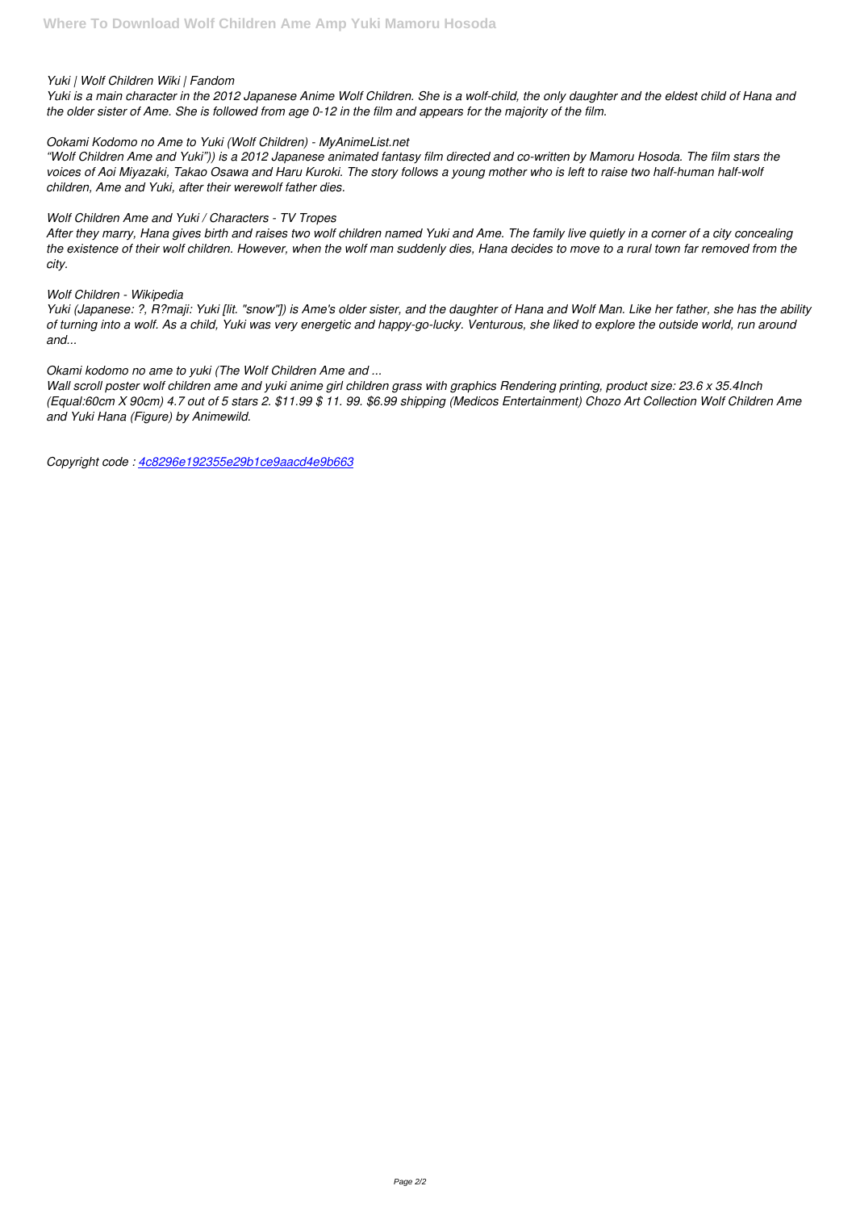*Yuki | Wolf Children Wiki | Fandom*

*Yuki is a main character in the 2012 Japanese Anime Wolf Children. She is a wolf-child, the only daughter and the eldest child of Hana and the older sister of Ame. She is followed from age 0-12 in the film and appears for the majority of the film.*

*Ookami Kodomo no Ame to Yuki (Wolf Children) - MyAnimeList.net*

*"Wolf Children Ame and Yuki")) is a 2012 Japanese animated fantasy film directed and co-written by Mamoru Hosoda. The film stars the voices of Aoi Miyazaki, Takao Osawa and Haru Kuroki. The story follows a young mother who is left to raise two half-human half-wolf children, Ame and Yuki, after their werewolf father dies.*

*Wolf Children Ame and Yuki / Characters - TV Tropes*

*After they marry, Hana gives birth and raises two wolf children named Yuki and Ame. The family live quietly in a corner of a city concealing the existence of their wolf children. However, when the wolf man suddenly dies, Hana decides to move to a rural town far removed from the city.*

*Wolf Children - Wikipedia*

*Yuki (Japanese: ?, R?maji: Yuki [lit. "snow"]) is Ame's older sister, and the daughter of Hana and Wolf Man. Like her father, she has the ability of turning into a wolf. As a child, Yuki was very energetic and happy-go-lucky. Venturous, she liked to explore the outside world, run around and...*

*Okami kodomo no ame to yuki (The Wolf Children Ame and ...*

*Wall scroll poster wolf children ame and yuki anime girl children grass with graphics Rendering printing, product size: 23.6 x 35.4Inch (Equal:60cm X 90cm) 4.7 out of 5 stars 2. $11.99 $ 11. 99. $6.99 shipping (Medicos Entertainment) Chozo Art Collection Wolf Children Ame and Yuki Hana (Figure) by Animewild.*

*Copyright code : 4c8296e192355e29b1ce9aacd4e9b663*